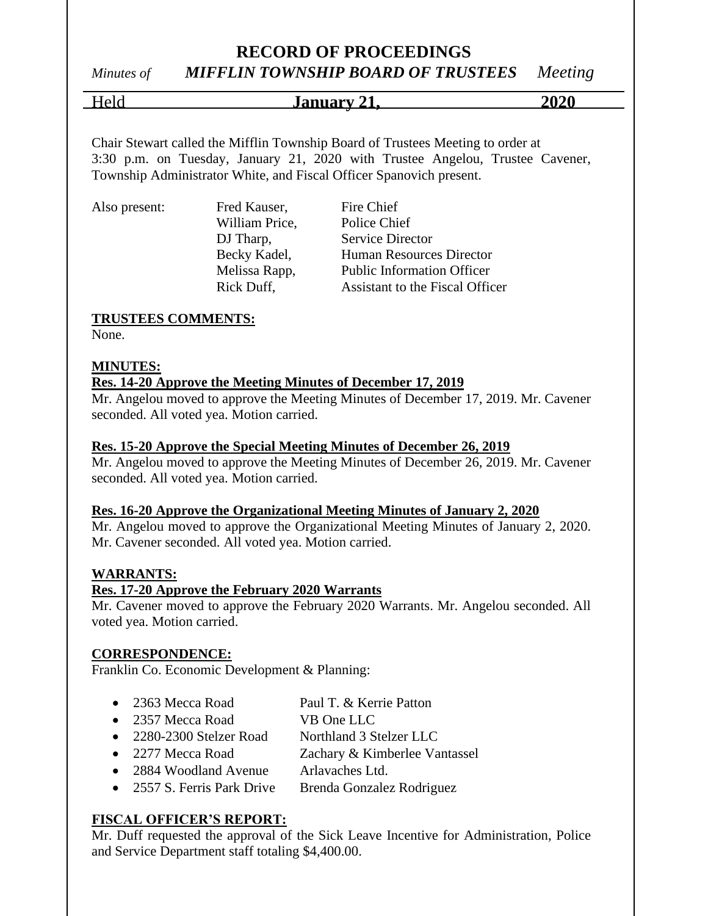# RECORD OF PROCEEDINGS

*Minutes of* ***MIFFLIN TOWNSHIP BOARD OF TRUSTEES*** *Meeting*

Held **January 21, 2020**

Chair Stewart called the Mifflin Township Board of Trustees Meeting to order at 3:30 p.m. on Tuesday, January 21, 2020 with Trustee Angelou, Trustee Cavener, Township Administrator White, and Fiscal Officer Spanovich present.

| Also present: | | |
|---|---|---|
| | Fred Kauser, | Fire Chief |
| | William Price, | Police Chief |
| | DJ Tharp, | Service Director |
| | Becky Kadel, | Human Resources Director |
| | Melissa Rapp, | Public Information Officer |
| | Rick Duff, | Assistant to the Fiscal Officer |

**TRUSTEES COMMENTS:**

None.

**MINUTES:**

**Res. 14-20 Approve the Meeting Minutes of December 17, 2019**

Mr. Angelou moved to approve the Meeting Minutes of December 17, 2019. Mr. Cavener seconded. All voted yea. Motion carried.

**Res. 15-20 Approve the Special Meeting Minutes of December 26, 2019**

Mr. Angelou moved to approve the Meeting Minutes of December 26, 2019. Mr. Cavener seconded. All voted yea. Motion carried.

**Res. 16-20 Approve the Organizational Meeting Minutes of January 2, 2020**

Mr. Angelou moved to approve the Organizational Meeting Minutes of January 2, 2020. Mr. Cavener seconded. All voted yea. Motion carried.

**WARRANTS:**

**Res. 17-20 Approve the February 2020 Warrants**

Mr. Cavener moved to approve the February 2020 Warrants. Mr. Angelou seconded. All voted yea. Motion carried.

**CORRESPONDENCE:**

Franklin Co. Economic Development & Planning:

- 2363 Mecca Road — Paul T. & Kerrie Patton
- 2357 Mecca Road — VB One LLC
- 2280-2300 Stelzer Road — Northland 3 Stelzer LLC
- 2277 Mecca Road — Zachary & Kimberlee Vantassel
- 2884 Woodland Avenue — Arlavaches Ltd.
- 2557 S. Ferris Park Drive — Brenda Gonzalez Rodriguez

**FISCAL OFFICER'S REPORT:**

Mr. Duff requested the approval of the Sick Leave Incentive for Administration, Police and Service Department staff totaling $4,400.00.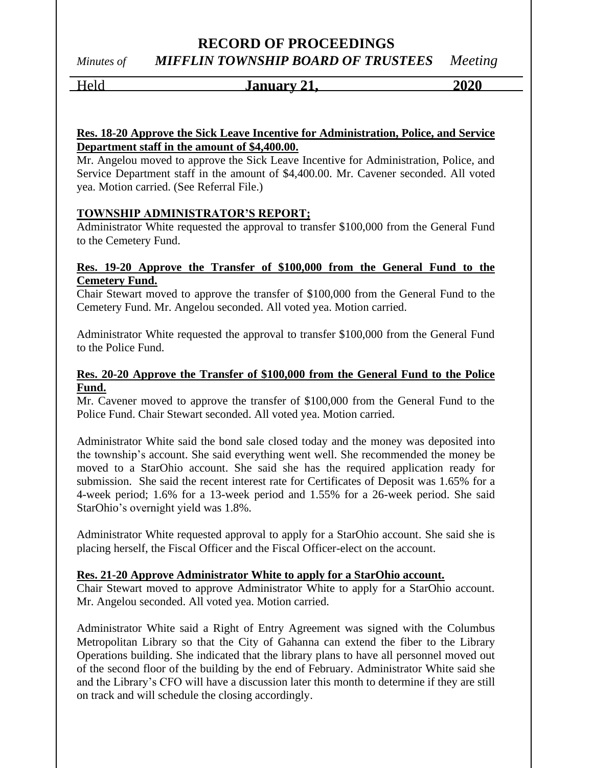**Res. 18-20 Approve the Sick Leave Incentive for Administration, Police, and Service Department staff in the amount of $4,400.00.**

Mr. Angelou moved to approve the Sick Leave Incentive for Administration, Police, and Service Department staff in the amount of $4,400.00. Mr. Cavener seconded. All voted yea. Motion carried. (See Referral File.)

**TOWNSHIP ADMINISTRATOR'S REPORT;**

Administrator White requested the approval to transfer $100,000 from the General Fund to the Cemetery Fund.

**Res. 19-20 Approve the Transfer of $100,000 from the General Fund to the Cemetery Fund.**

Chair Stewart moved to approve the transfer of $100,000 from the General Fund to the Cemetery Fund. Mr. Angelou seconded. All voted yea. Motion carried.

Administrator White requested the approval to transfer $100,000 from the General Fund to the Police Fund.

**Res. 20-20 Approve the Transfer of $100,000 from the General Fund to the Police Fund.**

Mr. Cavener moved to approve the transfer of $100,000 from the General Fund to the Police Fund. Chair Stewart seconded. All voted yea. Motion carried.

Administrator White said the bond sale closed today and the money was deposited into the township's account. She said everything went well. She recommended the money be moved to a StarOhio account. She said she has the required application ready for submission. She said the recent interest rate for Certificates of Deposit was 1.65% for a 4-week period; 1.6% for a 13-week period and 1.55% for a 26-week period. She said StarOhio's overnight yield was 1.8%.

Administrator White requested approval to apply for a StarOhio account. She said she is placing herself, the Fiscal Officer and the Fiscal Officer-elect on the account.

**Res. 21-20 Approve Administrator White to apply for a StarOhio account.**

Chair Stewart moved to approve Administrator White to apply for a StarOhio account. Mr. Angelou seconded. All voted yea. Motion carried.

Administrator White said a Right of Entry Agreement was signed with the Columbus Metropolitan Library so that the City of Gahanna can extend the fiber to the Library Operations building. She indicated that the library plans to have all personnel moved out of the second floor of the building by the end of February. Administrator White said she and the Library's CFO will have a discussion later this month to determine if they are still on track and will schedule the closing accordingly.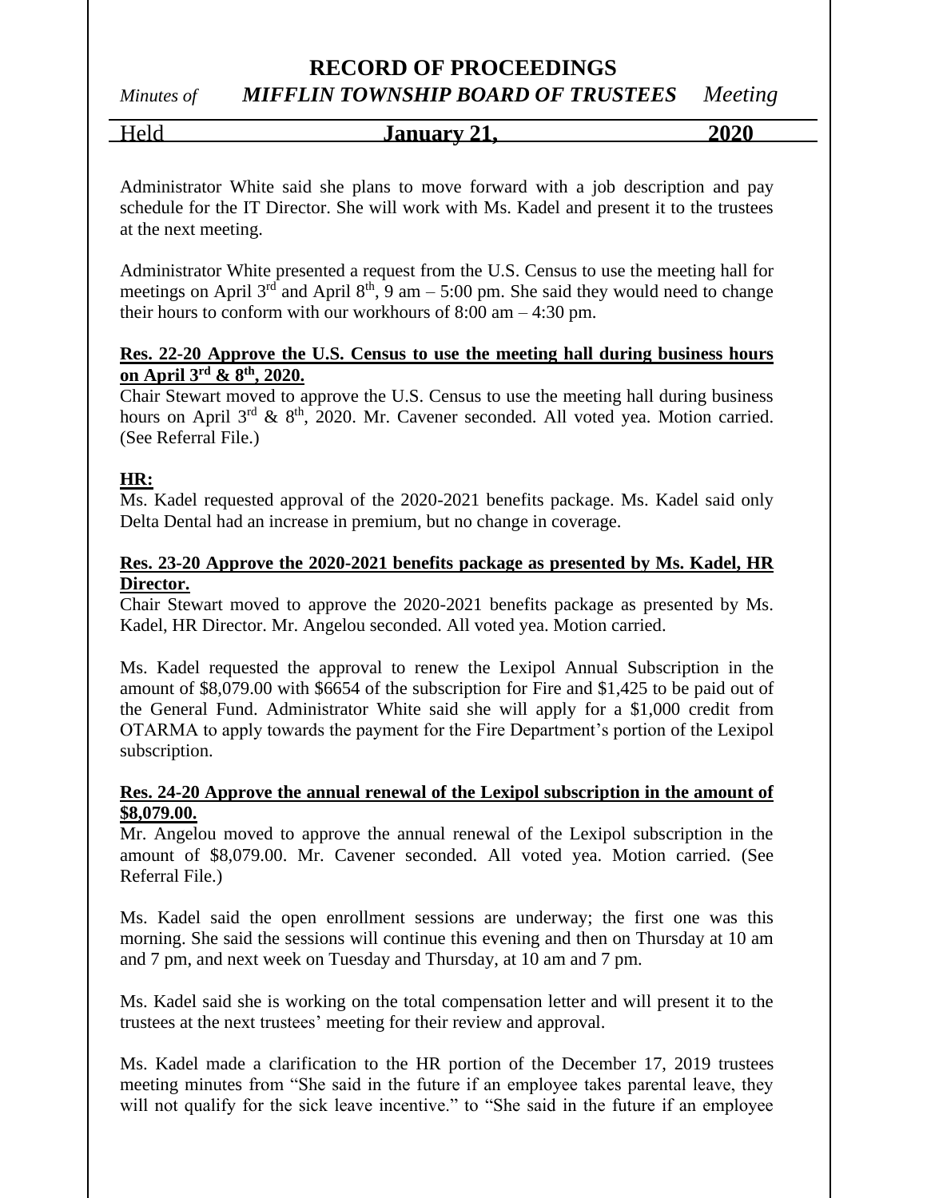Administrator White said she plans to move forward with a job description and pay schedule for the IT Director. She will work with Ms. Kadel and present it to the trustees at the next meeting.

Administrator White presented a request from the U.S. Census to use the meeting hall for meetings on April 3rd and April 8th, 9 am – 5:00 pm. She said they would need to change their hours to conform with our workhours of 8:00 am – 4:30 pm.

**Res. 22-20 Approve the U.S. Census to use the meeting hall during business hours on April 3rd & 8th, 2020.**

Chair Stewart moved to approve the U.S. Census to use the meeting hall during business hours on April 3rd & 8th, 2020. Mr. Cavener seconded. All voted yea. Motion carried. (See Referral File.)

**HR:**

Ms. Kadel requested approval of the 2020-2021 benefits package. Ms. Kadel said only Delta Dental had an increase in premium, but no change in coverage.

**Res. 23-20 Approve the 2020-2021 benefits package as presented by Ms. Kadel, HR Director.**

Chair Stewart moved to approve the 2020-2021 benefits package as presented by Ms. Kadel, HR Director. Mr. Angelou seconded. All voted yea. Motion carried.

Ms. Kadel requested the approval to renew the Lexipol Annual Subscription in the amount of $8,079.00 with $6654 of the subscription for Fire and $1,425 to be paid out of the General Fund. Administrator White said she will apply for a $1,000 credit from OTARMA to apply towards the payment for the Fire Department's portion of the Lexipol subscription.

**Res. 24-20 Approve the annual renewal of the Lexipol subscription in the amount of $8,079.00.**

Mr. Angelou moved to approve the annual renewal of the Lexipol subscription in the amount of $8,079.00. Mr. Cavener seconded. All voted yea. Motion carried. (See Referral File.)

Ms. Kadel said the open enrollment sessions are underway; the first one was this morning. She said the sessions will continue this evening and then on Thursday at 10 am and 7 pm, and next week on Tuesday and Thursday, at 10 am and 7 pm.

Ms. Kadel said she is working on the total compensation letter and will present it to the trustees at the next trustees' meeting for their review and approval.

Ms. Kadel made a clarification to the HR portion of the December 17, 2019 trustees meeting minutes from "She said in the future if an employee takes parental leave, they will not qualify for the sick leave incentive." to "She said in the future if an employee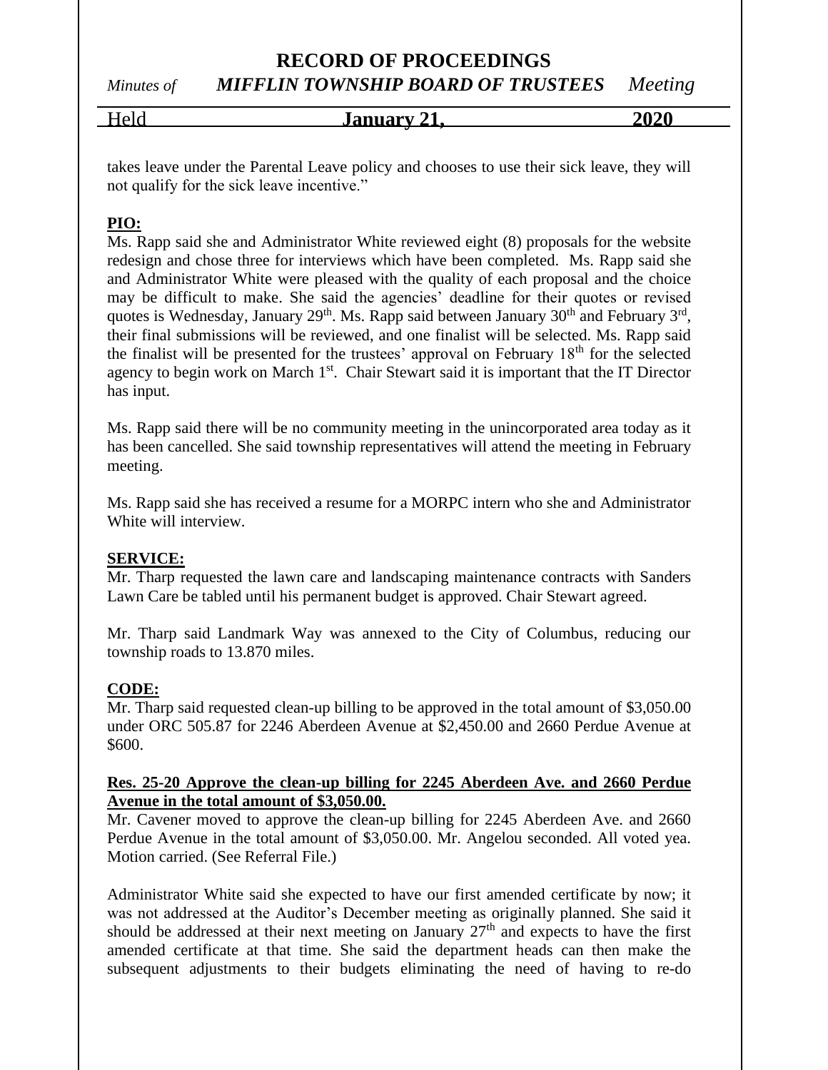takes leave under the Parental Leave policy and chooses to use their sick leave, they will not qualify for the sick leave incentive."

**PIO:**

Ms. Rapp said she and Administrator White reviewed eight (8) proposals for the website redesign and chose three for interviews which have been completed. Ms. Rapp said she and Administrator White were pleased with the quality of each proposal and the choice may be difficult to make. She said the agencies' deadline for their quotes or revised quotes is Wednesday, January 29th. Ms. Rapp said between January 30th and February 3rd, their final submissions will be reviewed, and one finalist will be selected. Ms. Rapp said the finalist will be presented for the trustees' approval on February 18th for the selected agency to begin work on March 1st. Chair Stewart said it is important that the IT Director has input.

Ms. Rapp said there will be no community meeting in the unincorporated area today as it has been cancelled. She said township representatives will attend the meeting in February meeting.

Ms. Rapp said she has received a resume for a MORPC intern who she and Administrator White will interview.

**SERVICE:**

Mr. Tharp requested the lawn care and landscaping maintenance contracts with Sanders Lawn Care be tabled until his permanent budget is approved. Chair Stewart agreed.

Mr. Tharp said Landmark Way was annexed to the City of Columbus, reducing our township roads to 13.870 miles.

**CODE:**

Mr. Tharp said requested clean-up billing to be approved in the total amount of $3,050.00 under ORC 505.87 for 2246 Aberdeen Avenue at $2,450.00 and 2660 Perdue Avenue at $600.

**Res. 25-20 Approve the clean-up billing for 2245 Aberdeen Ave. and 2660 Perdue Avenue in the total amount of $3,050.00.**

Mr. Cavener moved to approve the clean-up billing for 2245 Aberdeen Ave. and 2660 Perdue Avenue in the total amount of $3,050.00. Mr. Angelou seconded. All voted yea. Motion carried. (See Referral File.)

Administrator White said she expected to have our first amended certificate by now; it was not addressed at the Auditor's December meeting as originally planned. She said it should be addressed at their next meeting on January 27th and expects to have the first amended certificate at that time. She said the department heads can then make the subsequent adjustments to their budgets eliminating the need of having to re-do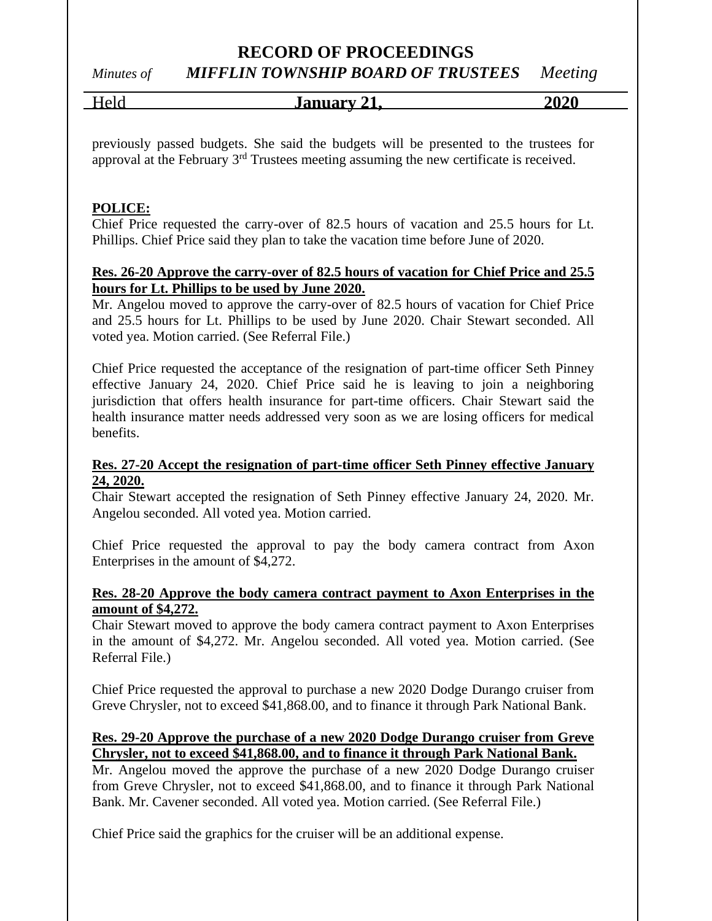previously passed budgets. She said the budgets will be presented to the trustees for approval at the February 3rd Trustees meeting assuming the new certificate is received.

**POLICE:**

Chief Price requested the carry-over of 82.5 hours of vacation and 25.5 hours for Lt. Phillips. Chief Price said they plan to take the vacation time before June of 2020.

**Res. 26-20 Approve the carry-over of 82.5 hours of vacation for Chief Price and 25.5 hours for Lt. Phillips to be used by June 2020.**

Mr. Angelou moved to approve the carry-over of 82.5 hours of vacation for Chief Price and 25.5 hours for Lt. Phillips to be used by June 2020. Chair Stewart seconded. All voted yea. Motion carried. (See Referral File.)

Chief Price requested the acceptance of the resignation of part-time officer Seth Pinney effective January 24, 2020. Chief Price said he is leaving to join a neighboring jurisdiction that offers health insurance for part-time officers. Chair Stewart said the health insurance matter needs addressed very soon as we are losing officers for medical benefits.

**Res. 27-20 Accept the resignation of part-time officer Seth Pinney effective January 24, 2020.**

Chair Stewart accepted the resignation of Seth Pinney effective January 24, 2020. Mr. Angelou seconded. All voted yea. Motion carried.

Chief Price requested the approval to pay the body camera contract from Axon Enterprises in the amount of $4,272.

**Res. 28-20 Approve the body camera contract payment to Axon Enterprises in the amount of $4,272.**

Chair Stewart moved to approve the body camera contract payment to Axon Enterprises in the amount of $4,272. Mr. Angelou seconded. All voted yea. Motion carried. (See Referral File.)

Chief Price requested the approval to purchase a new 2020 Dodge Durango cruiser from Greve Chrysler, not to exceed $41,868.00, and to finance it through Park National Bank.

**Res. 29-20 Approve the purchase of a new 2020 Dodge Durango cruiser from Greve Chrysler, not to exceed $41,868.00, and to finance it through Park National Bank.**

Mr. Angelou moved the approve the purchase of a new 2020 Dodge Durango cruiser from Greve Chrysler, not to exceed $41,868.00, and to finance it through Park National Bank. Mr. Cavener seconded. All voted yea. Motion carried. (See Referral File.)

Chief Price said the graphics for the cruiser will be an additional expense.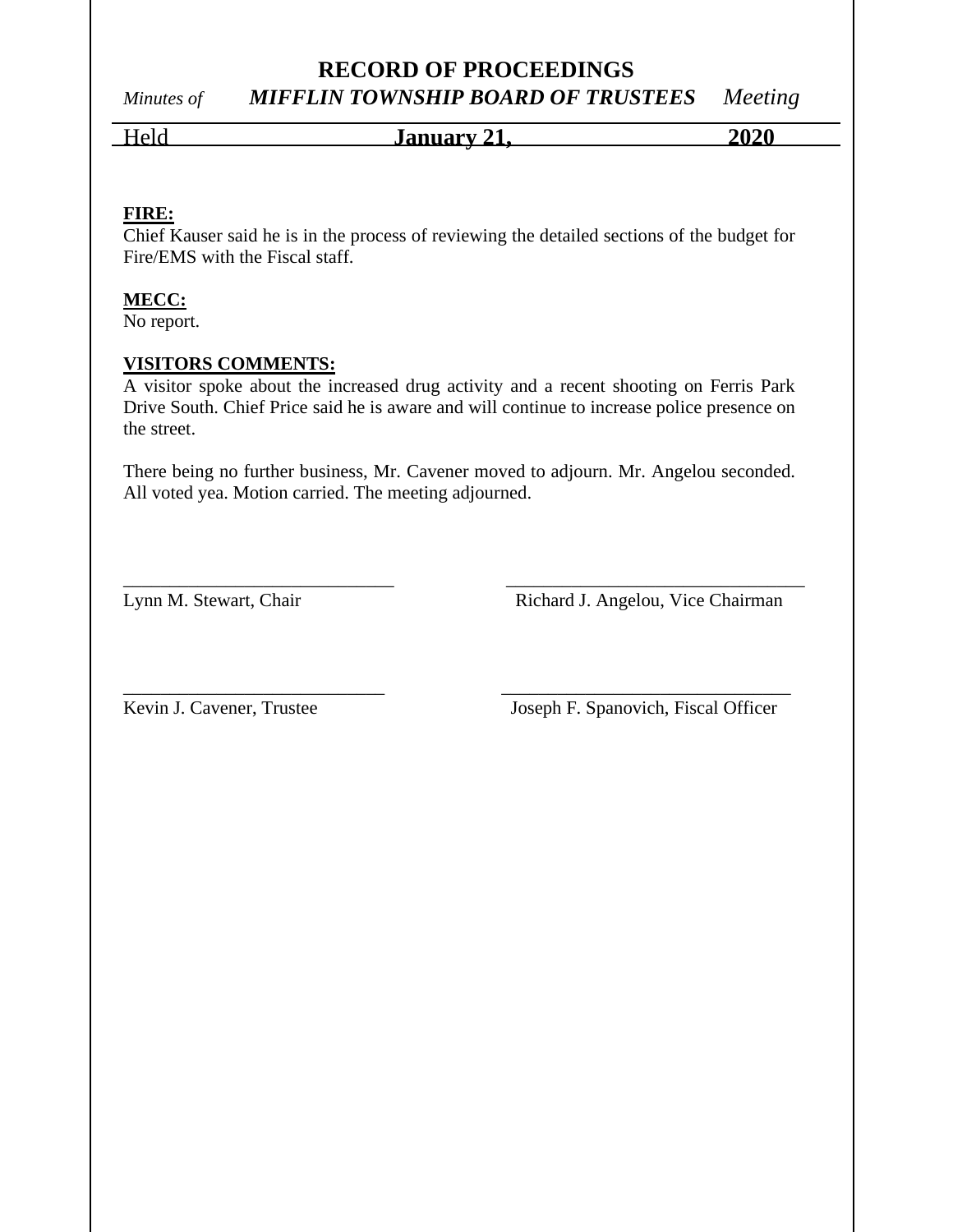**FIRE:**
Chief Kauser said he is in the process of reviewing the detailed sections of the budget for Fire/EMS with the Fiscal staff.

**MECC:**
No report.

**VISITORS COMMENTS:**
A visitor spoke about the increased drug activity and a recent shooting on Ferris Park Drive South. Chief Price said he is aware and will continue to increase police presence on the street.

There being no further business, Mr. Cavener moved to adjourn. Mr. Angelou seconded. All voted yea. Motion carried. The meeting adjourned.

| | |
|---|---|
| \_\_\_\_\_\_\_\_\_\_\_\_\_\_\_\_\_\_\_\_\_\_\_\_\_\_\_\_\_\_ | \_\_\_\_\_\_\_\_\_\_\_\_\_\_\_\_\_\_\_\_\_\_\_\_\_\_\_\_\_\_\_\_\_ |
| Lynn M. Stewart, Chair | Richard J. Angelou, Vice Chairman |
| \_\_\_\_\_\_\_\_\_\_\_\_\_\_\_\_\_\_\_\_\_\_\_\_\_\_\_\_\_ | \_\_\_\_\_\_\_\_\_\_\_\_\_\_\_\_\_\_\_\_\_\_\_\_\_\_\_\_\_\_\_\_ |
| Kevin J. Cavener, Trustee | Joseph F. Spanovich, Fiscal Officer |